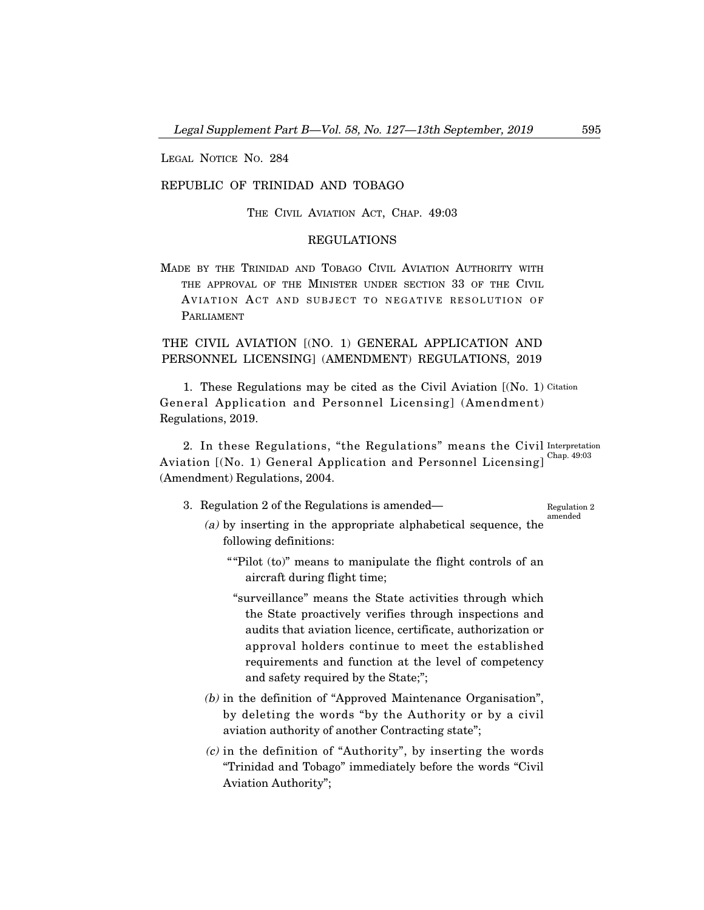LEGAL NOTICE NO. 284

REPUBLIC OF TRINIDAD AND TOBAGO

THE CIVIL AVIATION ACT, CHAP. 49:03

REGULATIONS

MADE BY THE TRINIDAD AND TOBAGO CIVIL AVIATION AUTHORITY WITH THE APPROVAL OF THE MINISTER UNDER SECTION 33 OF THE CIVIL AVIATION ACT AND SUBJECT TO NEGATIVE RESOLUTION OF PARLIAMENT

# THE CIVIL AVIATION [(NO. 1) GENERAL APPLICATION AND PERSONNEL LICENSING] (AMENDMENT) REGULATIONS, 2019

Citation

1. These Regulations may be cited as the Civil Aviation [(No. 1) General Application and Personnel Licensing] (Amendment) Regulations, 2019.

Interpretation
Chap. 49:03

2. In these Regulations, "the Regulations" means the Civil Aviation [(No. 1) General Application and Personnel Licensing] (Amendment) Regulations, 2004.

Regulation 2 amended

3. Regulation 2 of the Regulations is amended—

*(a)* by inserting in the appropriate alphabetical sequence, the following definitions:

""Pilot (to)" means to manipulate the flight controls of an aircraft during flight time;

"surveillance" means the State activities through which the State proactively verifies through inspections and audits that aviation licence, certificate, authorization or approval holders continue to meet the established requirements and function at the level of competency and safety required by the State;";

*(b)* in the definition of "Approved Maintenance Organisation", by deleting the words "by the Authority or by a civil aviation authority of another Contracting state";

*(c)* in the definition of "Authority", by inserting the words "Trinidad and Tobago" immediately before the words "Civil Aviation Authority";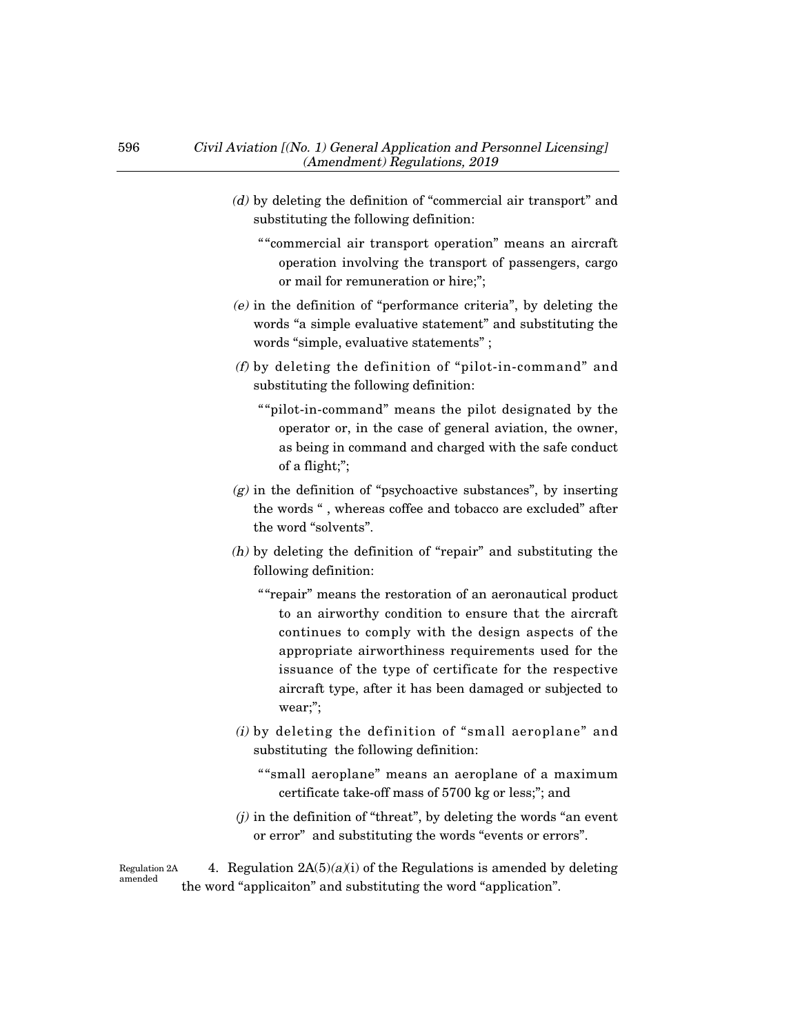*(d)* by deleting the definition of "commercial air transport" and substituting the following definition:

> ""commercial air transport operation" means an aircraft operation involving the transport of passengers, cargo or mail for remuneration or hire;";

*(e)* in the definition of "performance criteria", by deleting the words "a simple evaluative statement" and substituting the words "simple, evaluative statements" ;

*(f)* by deleting the definition of "pilot-in-command" and substituting the following definition:

> ""pilot-in-command" means the pilot designated by the operator or, in the case of general aviation, the owner, as being in command and charged with the safe conduct of a flight;";

*(g)* in the definition of "psychoactive substances", by inserting the words " , whereas coffee and tobacco are excluded" after the word "solvents".

*(h)* by deleting the definition of "repair" and substituting the following definition:

> ""repair" means the restoration of an aeronautical product to an airworthy condition to ensure that the aircraft continues to comply with the design aspects of the appropriate airworthiness requirements used for the issuance of the type of certificate for the respective aircraft type, after it has been damaged or subjected to wear;";

*(i)* by deleting the definition of "small aeroplane" and substituting the following definition:

> ""small aeroplane" means an aeroplane of a maximum certificate take-off mass of 5700 kg or less;"; and

*(j)* in the definition of "threat", by deleting the words "an event or error" and substituting the words "events or errors".

Regulation 2A amended

4. Regulation 2A(5)*(a)*(i) of the Regulations is amended by deleting the word "applicaiton" and substituting the word "application".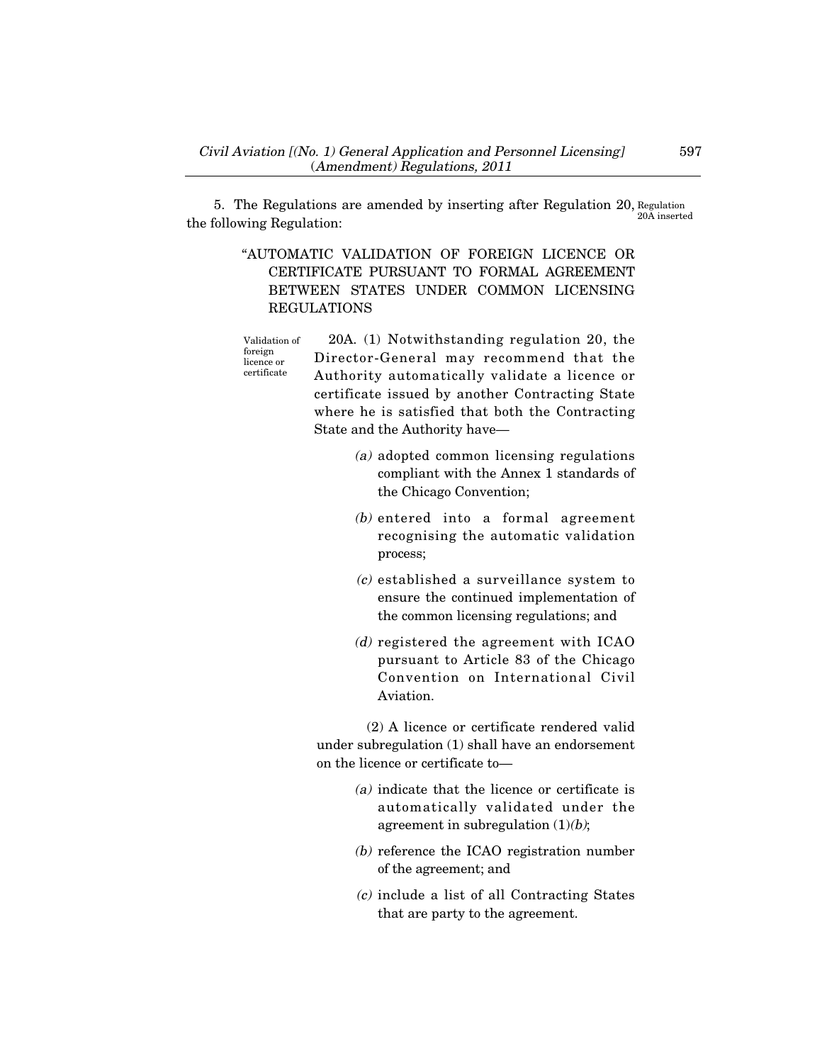5. The Regulations are amended by inserting after Regulation 20, the following Regulation:

Regulation 20A inserted

"AUTOMATIC VALIDATION OF FOREIGN LICENCE OR CERTIFICATE PURSUANT TO FORMAL AGREEMENT BETWEEN STATES UNDER COMMON LICENSING REGULATIONS

Validation of foreign licence or certificate

20A. (1) Notwithstanding regulation 20, the Director-General may recommend that the Authority automatically validate a licence or certificate issued by another Contracting State where he is satisfied that both the Contracting State and the Authority have—

*(a)* adopted common licensing regulations compliant with the Annex 1 standards of the Chicago Convention;

*(b)* entered into a formal agreement recognising the automatic validation process;

*(c)* established a surveillance system to ensure the continued implementation of the common licensing regulations; and

*(d)* registered the agreement with ICAO pursuant to Article 83 of the Chicago Convention on International Civil Aviation.

(2) A licence or certificate rendered valid under subregulation (1) shall have an endorsement on the licence or certificate to—

*(a)* indicate that the licence or certificate is automatically validated under the agreement in subregulation (1)*(b)*;

*(b)* reference the ICAO registration number of the agreement; and

*(c)* include a list of all Contracting States that are party to the agreement.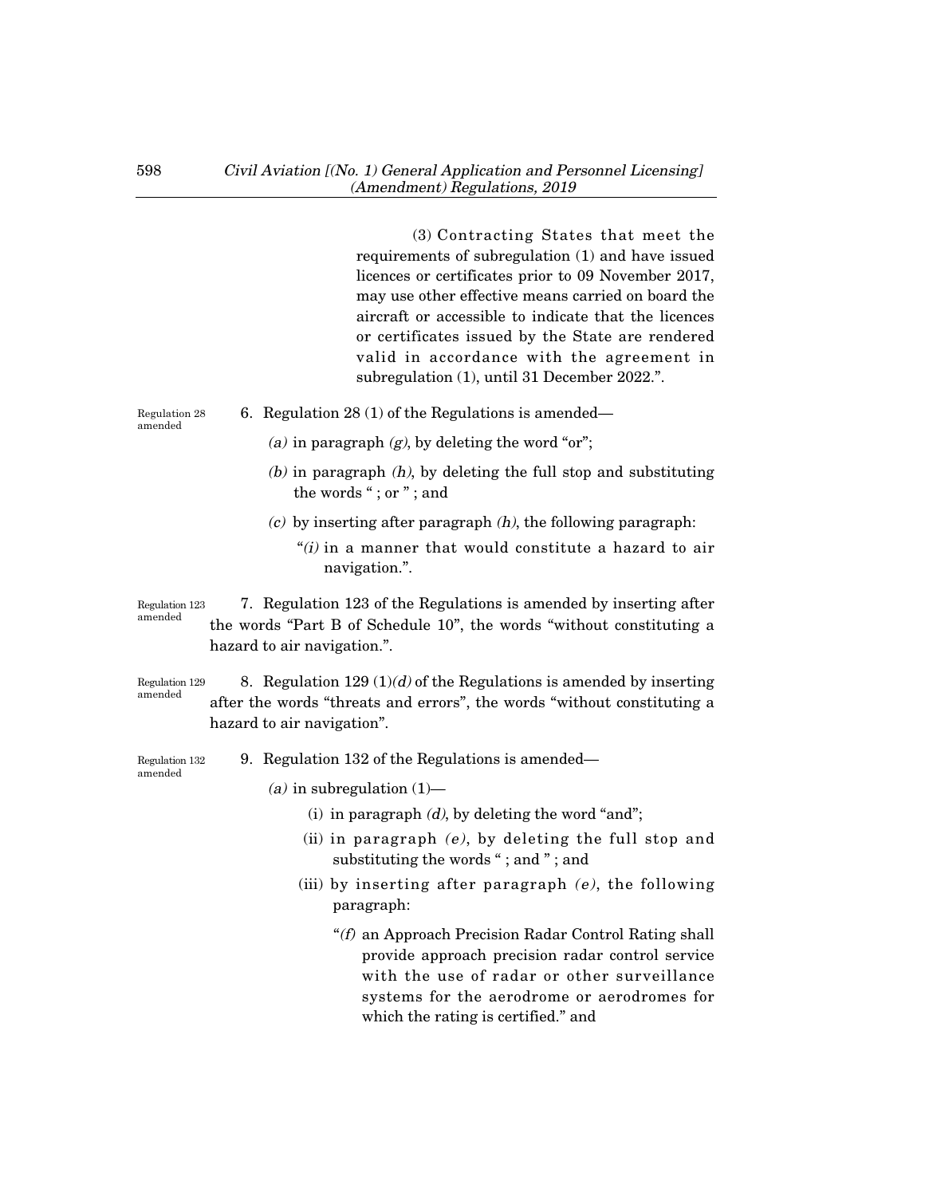(3) Contracting States that meet the requirements of subregulation (1) and have issued licences or certificates prior to 09 November 2017, may use other effective means carried on board the aircraft or accessible to indicate that the licences or certificates issued by the State are rendered valid in accordance with the agreement in subregulation (1), until 31 December 2022.".

Regulation 28 amended

6. Regulation 28 (1) of the Regulations is amended—

*(a)* in paragraph *(g)*, by deleting the word "or";

*(b)* in paragraph *(h)*, by deleting the full stop and substituting the words " ; or " ; and

*(c)* by inserting after paragraph *(h)*, the following paragraph:

"*(i)* in a manner that would constitute a hazard to air navigation.".

Regulation 123 amended

7. Regulation 123 of the Regulations is amended by inserting after the words "Part B of Schedule 10", the words "without constituting a hazard to air navigation.".

Regulation 129 amended

8. Regulation 129 (1)*(d)* of the Regulations is amended by inserting after the words "threats and errors", the words "without constituting a hazard to air navigation".

Regulation 132 amended

9. Regulation 132 of the Regulations is amended—

*(a)* in subregulation (1)—

(i) in paragraph *(d)*, by deleting the word "and";

(ii) in paragraph *(e)*, by deleting the full stop and substituting the words " ; and " ; and

(iii) by inserting after paragraph *(e)*, the following paragraph:

"*(f)* an Approach Precision Radar Control Rating shall provide approach precision radar control service with the use of radar or other surveillance systems for the aerodrome or aerodromes for which the rating is certified." and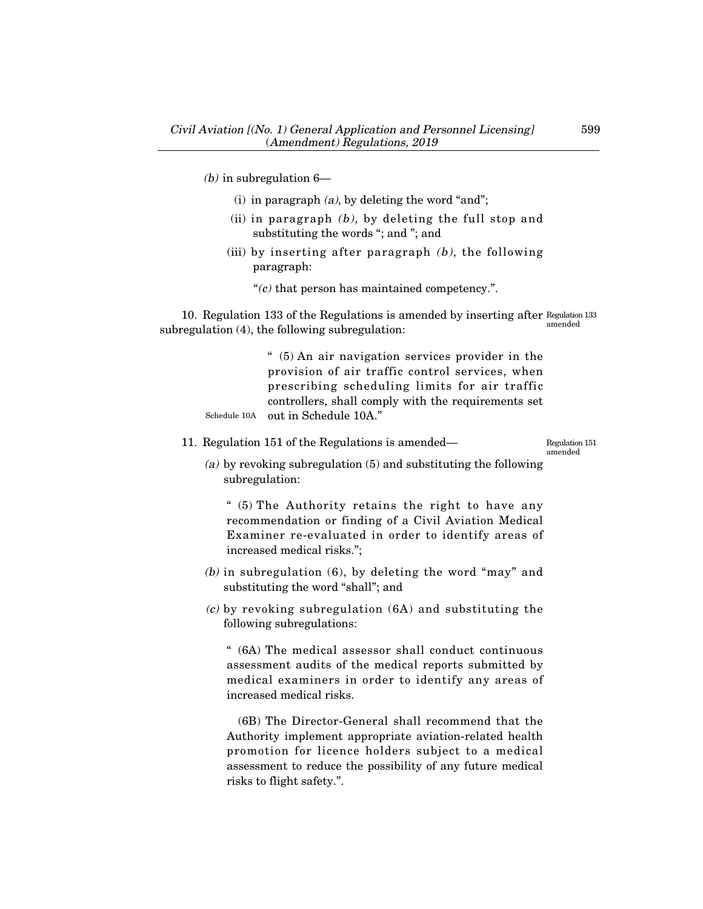*(b)* in subregulation 6—

(i) in paragraph *(a)*, by deleting the word "and";

(ii) in paragraph *(b)*, by deleting the full stop and substituting the words "; and "; and

(iii) by inserting after paragraph *(b)*, the following paragraph:

"*(c)* that person has maintained competency.".

10. Regulation 133 of the Regulations is amended by inserting after subregulation (4), the following subregulation: Regulation 133 amended

" (5) An air navigation services provider in the provision of air traffic control services, when prescribing scheduling limits for air traffic controllers, shall comply with the requirements set out in Schedule 10A." Schedule 10A

11. Regulation 151 of the Regulations is amended— Regulation 151 amended

*(a)* by revoking subregulation (5) and substituting the following subregulation:

" (5) The Authority retains the right to have any recommendation or finding of a Civil Aviation Medical Examiner re-evaluated in order to identify areas of increased medical risks.";

*(b)* in subregulation (6), by deleting the word "may" and substituting the word "shall"; and

*(c)* by revoking subregulation (6A) and substituting the following subregulations:

" (6A) The medical assessor shall conduct continuous assessment audits of the medical reports submitted by medical examiners in order to identify any areas of increased medical risks.

(6B) The Director-General shall recommend that the Authority implement appropriate aviation-related health promotion for licence holders subject to a medical assessment to reduce the possibility of any future medical risks to flight safety.".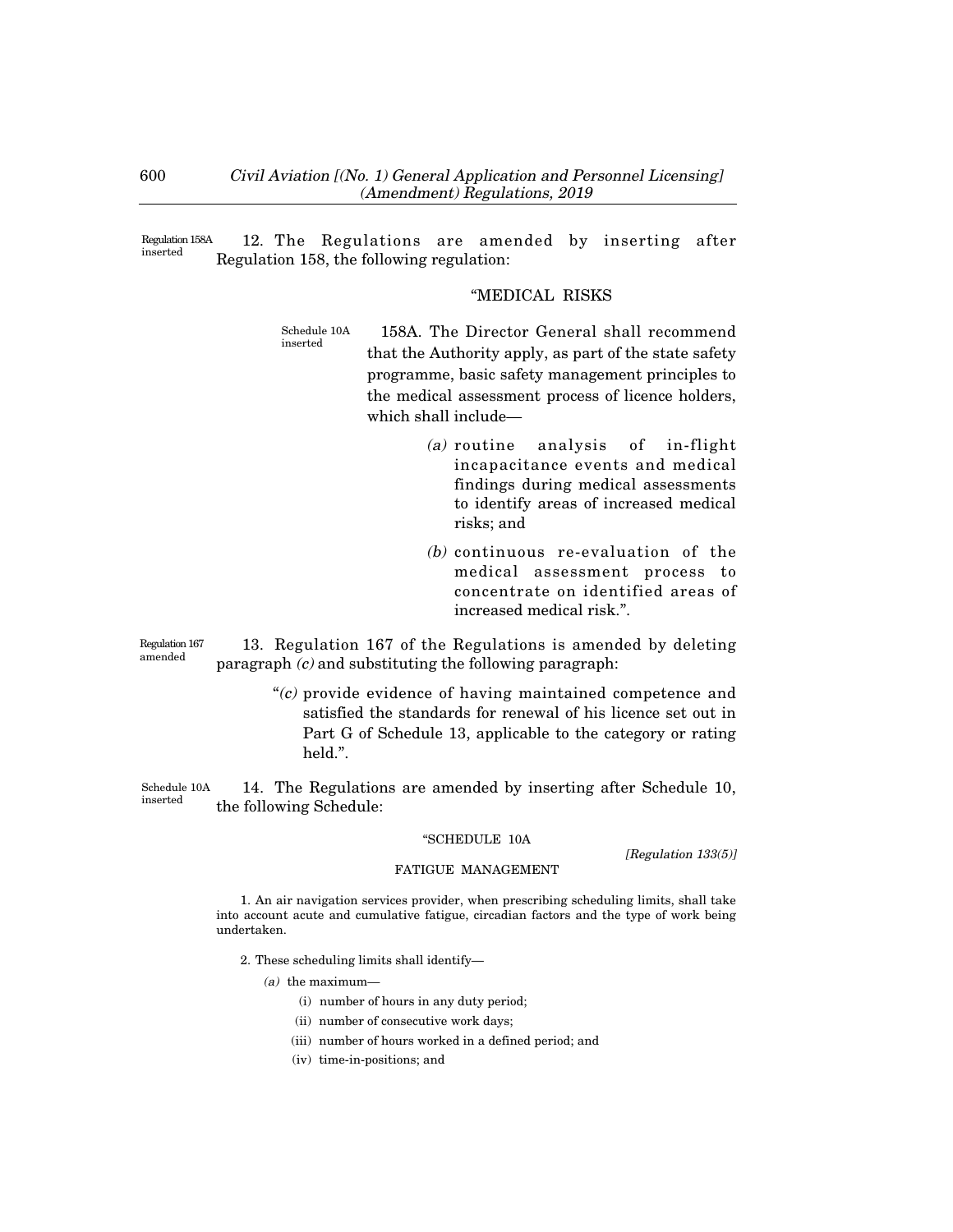Regulation 158A inserted

12. The Regulations are amended by inserting after Regulation 158, the following regulation:

"MEDICAL RISKS

Schedule 10A inserted

158A. The Director General shall recommend that the Authority apply, as part of the state safety programme, basic safety management principles to the medical assessment process of licence holders, which shall include—

*(a)* routine analysis of in-flight incapacitance events and medical findings during medical assessments to identify areas of increased medical risks; and

*(b)* continuous re-evaluation of the medical assessment process to concentrate on identified areas of increased medical risk.".

Regulation 167 amended

13. Regulation 167 of the Regulations is amended by deleting paragraph *(c)* and substituting the following paragraph:

"*(c)* provide evidence of having maintained competence and satisfied the standards for renewal of his licence set out in Part G of Schedule 13, applicable to the category or rating held.".

Schedule 10A inserted

14. The Regulations are amended by inserting after Schedule 10, the following Schedule:

"SCHEDULE 10A

*[Regulation 133(5)]*

FATIGUE MANAGEMENT

1. An air navigation services provider, when prescribing scheduling limits, shall take into account acute and cumulative fatigue, circadian factors and the type of work being undertaken.

2. These scheduling limits shall identify—

*(a)* the maximum—

(i) number of hours in any duty period;

(ii) number of consecutive work days;

(iii) number of hours worked in a defined period; and

(iv) time-in-positions; and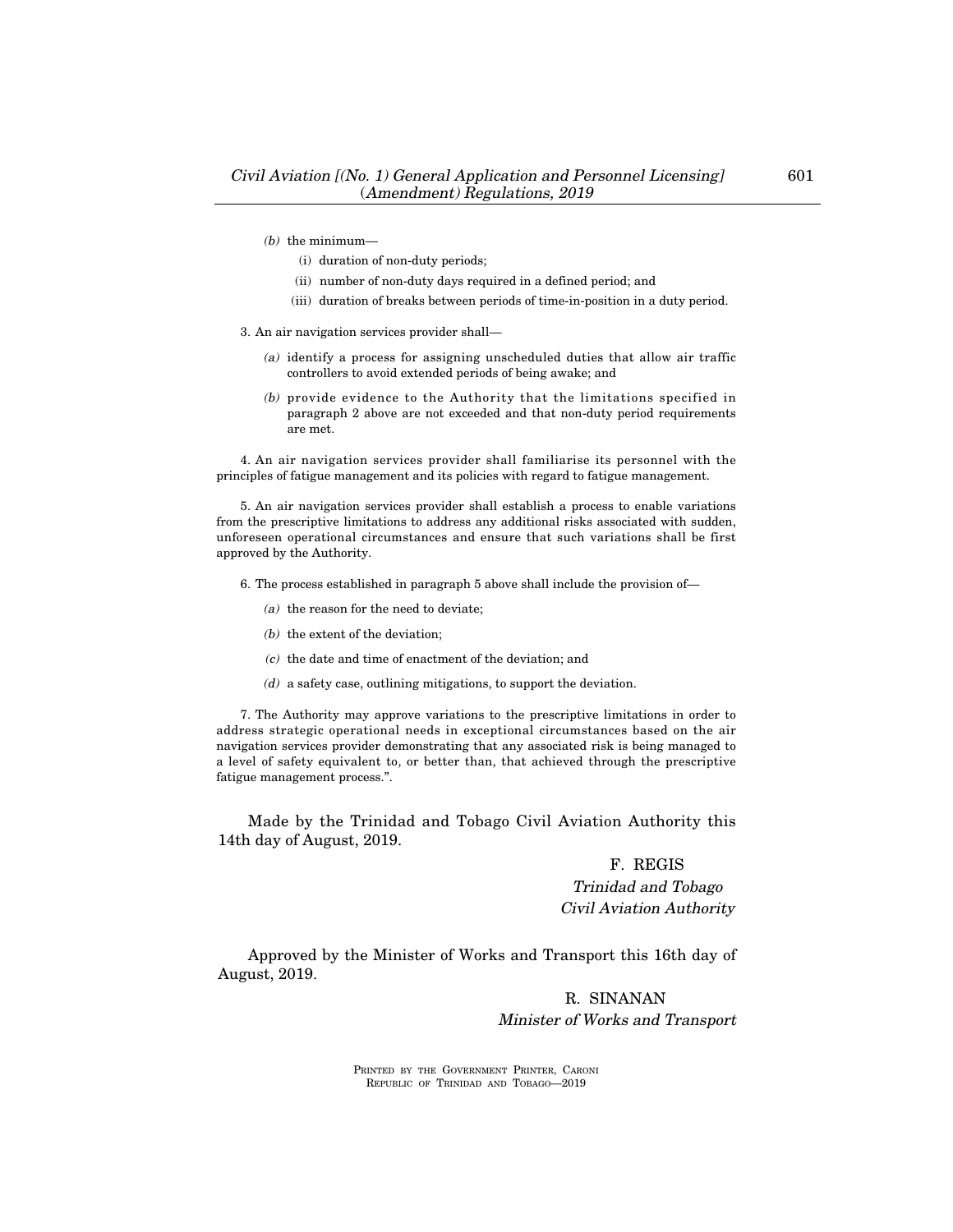*(b)* the minimum—

(i) duration of non-duty periods;

(ii) number of non-duty days required in a defined period; and

(iii) duration of breaks between periods of time-in-position in a duty period.

3. An air navigation services provider shall—

*(a)* identify a process for assigning unscheduled duties that allow air traffic controllers to avoid extended periods of being awake; and

*(b)* provide evidence to the Authority that the limitations specified in paragraph 2 above are not exceeded and that non-duty period requirements are met.

4. An air navigation services provider shall familiarise its personnel with the principles of fatigue management and its policies with regard to fatigue management.

5. An air navigation services provider shall establish a process to enable variations from the prescriptive limitations to address any additional risks associated with sudden, unforeseen operational circumstances and ensure that such variations shall be first approved by the Authority.

6. The process established in paragraph 5 above shall include the provision of—

*(a)* the reason for the need to deviate;

*(b)* the extent of the deviation;

*(c)* the date and time of enactment of the deviation; and

*(d)* a safety case, outlining mitigations, to support the deviation.

7. The Authority may approve variations to the prescriptive limitations in order to address strategic operational needs in exceptional circumstances based on the air navigation services provider demonstrating that any associated risk is being managed to a level of safety equivalent to, or better than, that achieved through the prescriptive fatigue management process.".

Made by the Trinidad and Tobago Civil Aviation Authority this 14th day of August, 2019.

F. REGIS
*Trinidad and Tobago*
*Civil Aviation Authority*

Approved by the Minister of Works and Transport this 16th day of August, 2019.

R. SINANAN
*Minister of Works and Transport*

PRINTED BY THE GOVERNMENT PRINTER, CARONI
REPUBLIC OF TRINIDAD AND TOBAGO—2019